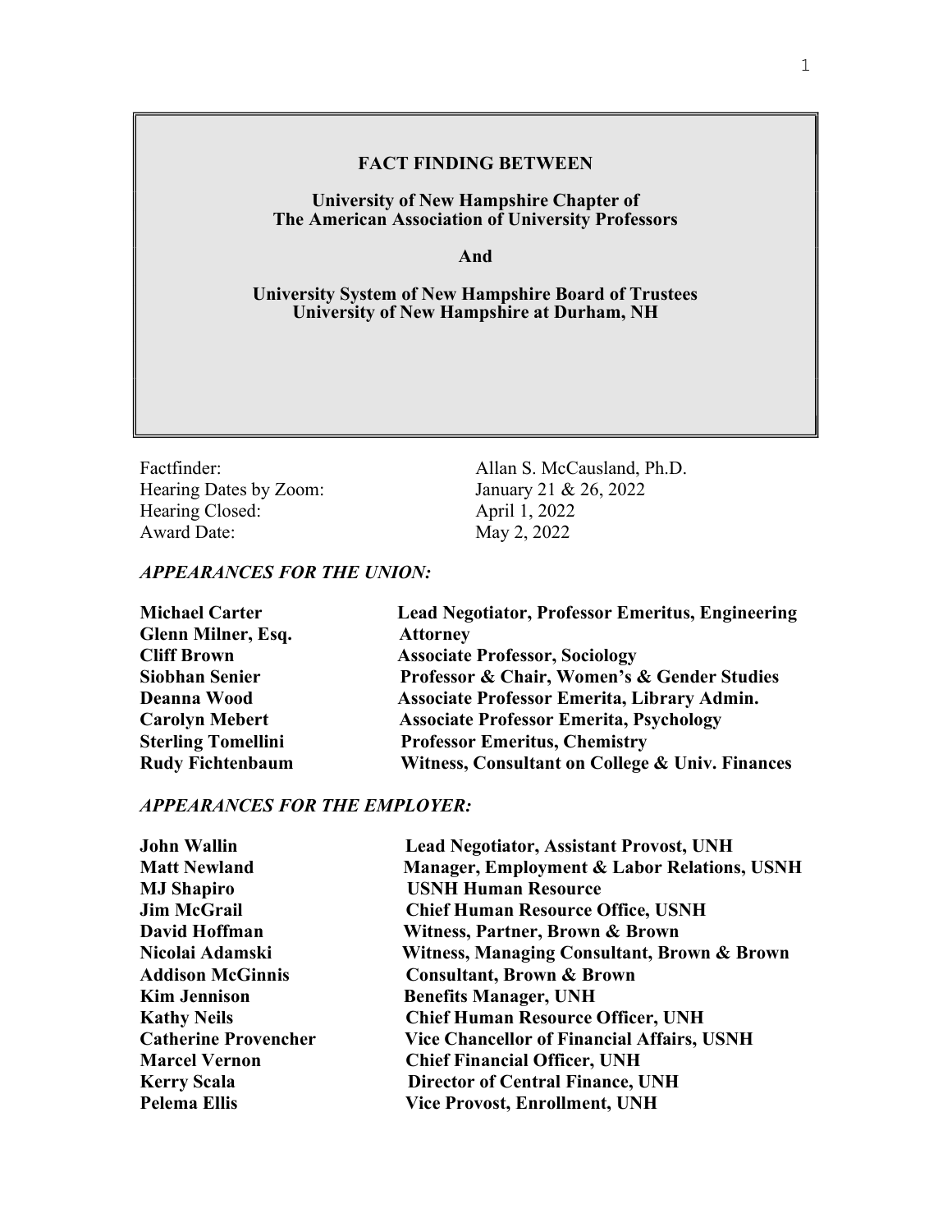**FACT FINDING BETWEEN**

**University of New Hampshire Chapter of**
**The American Association of University Professors**

**And**

**University System of New Hampshire Board of Trustees**
**University of New Hampshire at Durham, NH**

| | |
|---|---|
| Factfinder: | Allan S. McCausland, Ph.D. |
| Hearing Dates by Zoom: | January 21 & 26, 2022 |
| Hearing Closed: | April 1, 2022 |
| Award Date: | May 2, 2022 |

***APPEARANCES FOR THE UNION:***

| | |
|---|---|
| **Michael Carter** | **Lead Negotiator, Professor Emeritus, Engineering** |
| **Glenn Milner, Esq.** | **Attorney** |
| **Cliff Brown** | **Associate Professor, Sociology** |
| **Siobhan Senier** | **Professor & Chair, Women's & Gender Studies** |
| **Deanna Wood** | **Associate Professor Emerita, Library Admin.** |
| **Carolyn Mebert** | **Associate Professor Emerita, Psychology** |
| **Sterling Tomellini** | **Professor Emeritus, Chemistry** |
| **Rudy Fichtenbaum** | **Witness, Consultant on College & Univ. Finances** |

***APPEARANCES FOR THE EMPLOYER:***

| | |
|---|---|
| **John Wallin** | **Lead Negotiator, Assistant Provost, UNH** |
| **Matt Newland** | **Manager, Employment & Labor Relations, USNH** |
| **MJ Shapiro** | **USNH Human Resource** |
| **Jim McGrail** | **Chief Human Resource Office, USNH** |
| **David Hoffman** | **Witness, Partner, Brown & Brown** |
| **Nicolai Adamski** | **Witness, Managing Consultant, Brown & Brown** |
| **Addison McGinnis** | **Consultant, Brown & Brown** |
| **Kim Jennison** | **Benefits Manager, UNH** |
| **Kathy Neils** | **Chief Human Resource Officer, UNH** |
| **Catherine Provencher** | **Vice Chancellor of Financial Affairs, USNH** |
| **Marcel Vernon** | **Chief Financial Officer, UNH** |
| **Kerry Scala** | **Director of Central Finance, UNH** |
| **Pelema Ellis** | **Vice Provost, Enrollment, UNH** |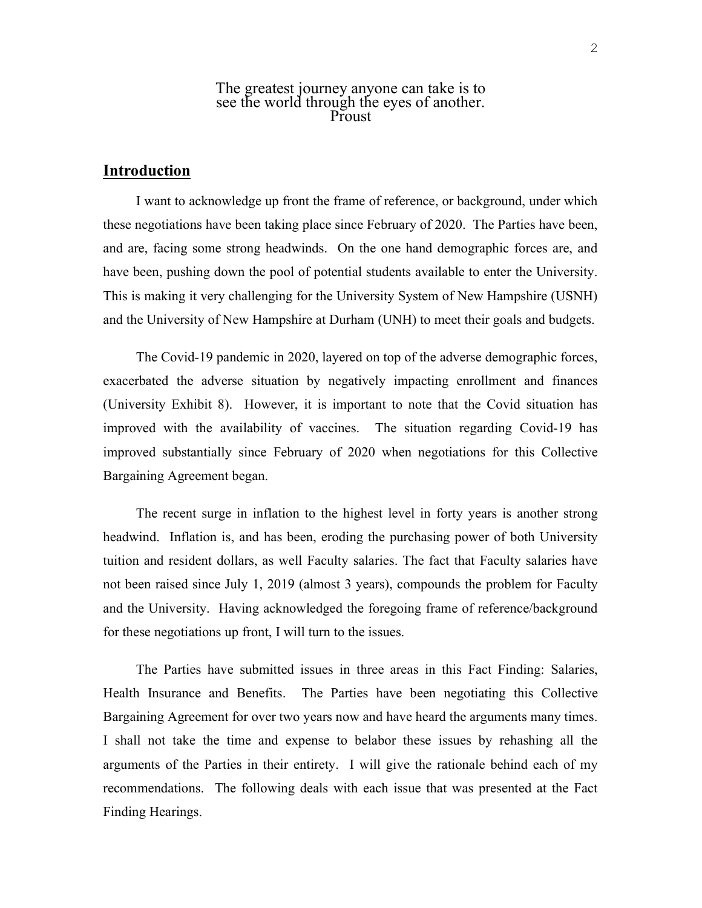The greatest journey anyone can take is to see the world through the eyes of another.
Proust

## Introduction

I want to acknowledge up front the frame of reference, or background, under which these negotiations have been taking place since February of 2020. The Parties have been, and are, facing some strong headwinds. On the one hand demographic forces are, and have been, pushing down the pool of potential students available to enter the University. This is making it very challenging for the University System of New Hampshire (USNH) and the University of New Hampshire at Durham (UNH) to meet their goals and budgets.

The Covid-19 pandemic in 2020, layered on top of the adverse demographic forces, exacerbated the adverse situation by negatively impacting enrollment and finances (University Exhibit 8). However, it is important to note that the Covid situation has improved with the availability of vaccines. The situation regarding Covid-19 has improved substantially since February of 2020 when negotiations for this Collective Bargaining Agreement began.

The recent surge in inflation to the highest level in forty years is another strong headwind. Inflation is, and has been, eroding the purchasing power of both University tuition and resident dollars, as well Faculty salaries. The fact that Faculty salaries have not been raised since July 1, 2019 (almost 3 years), compounds the problem for Faculty and the University. Having acknowledged the foregoing frame of reference/background for these negotiations up front, I will turn to the issues.

The Parties have submitted issues in three areas in this Fact Finding: Salaries, Health Insurance and Benefits. The Parties have been negotiating this Collective Bargaining Agreement for over two years now and have heard the arguments many times. I shall not take the time and expense to belabor these issues by rehashing all the arguments of the Parties in their entirety. I will give the rationale behind each of my recommendations. The following deals with each issue that was presented at the Fact Finding Hearings.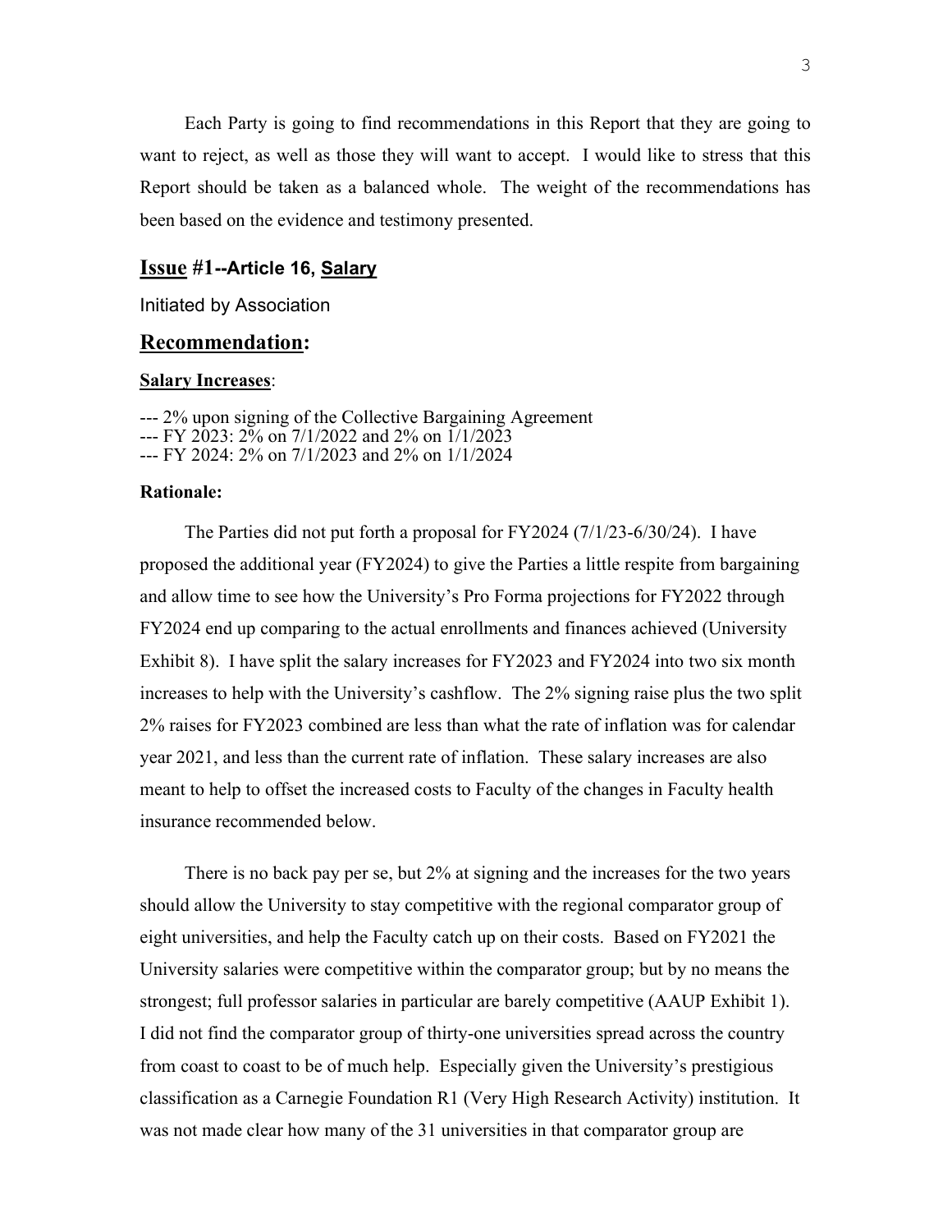Each Party is going to find recommendations in this Report that they are going to want to reject, as well as those they will want to accept. I would like to stress that this Report should be taken as a balanced whole. The weight of the recommendations has been based on the evidence and testimony presented.

## Issue #1--Article 16, Salary

Initiated by Association

## Recommendation:

**Salary Increases**:

--- 2% upon signing of the Collective Bargaining Agreement
--- FY 2023: 2% on 7/1/2022 and 2% on 1/1/2023
--- FY 2024: 2% on 7/1/2023 and 2% on 1/1/2024

**Rationale:**

The Parties did not put forth a proposal for FY2024 (7/1/23-6/30/24). I have proposed the additional year (FY2024) to give the Parties a little respite from bargaining and allow time to see how the University's Pro Forma projections for FY2022 through FY2024 end up comparing to the actual enrollments and finances achieved (University Exhibit 8). I have split the salary increases for FY2023 and FY2024 into two six month increases to help with the University's cashflow. The 2% signing raise plus the two split 2% raises for FY2023 combined are less than what the rate of inflation was for calendar year 2021, and less than the current rate of inflation. These salary increases are also meant to help to offset the increased costs to Faculty of the changes in Faculty health insurance recommended below.

There is no back pay per se, but 2% at signing and the increases for the two years should allow the University to stay competitive with the regional comparator group of eight universities, and help the Faculty catch up on their costs. Based on FY2021 the University salaries were competitive within the comparator group; but by no means the strongest; full professor salaries in particular are barely competitive (AAUP Exhibit 1). I did not find the comparator group of thirty-one universities spread across the country from coast to coast to be of much help. Especially given the University's prestigious classification as a Carnegie Foundation R1 (Very High Research Activity) institution. It was not made clear how many of the 31 universities in that comparator group are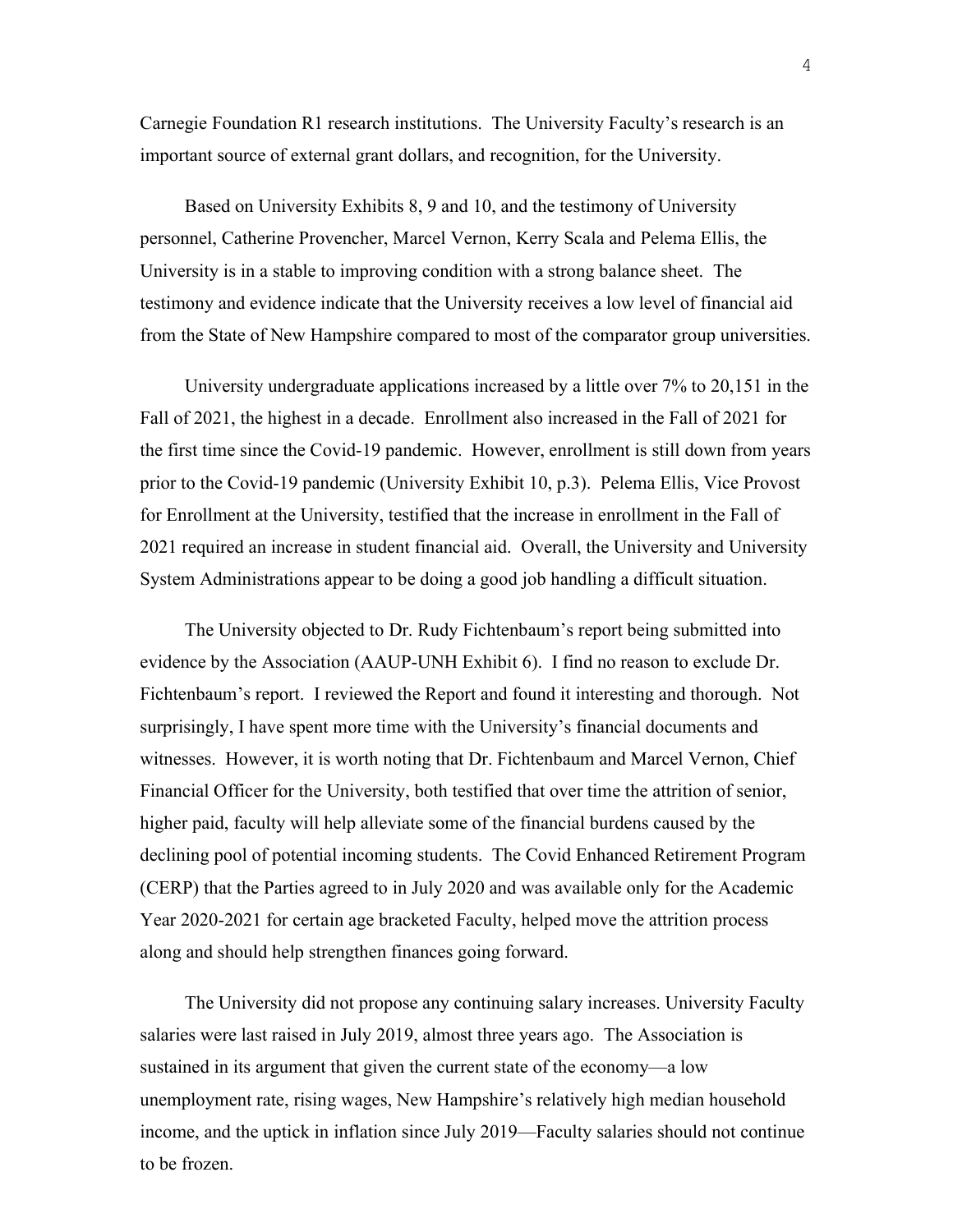Carnegie Foundation R1 research institutions. The University Faculty's research is an important source of external grant dollars, and recognition, for the University.

Based on University Exhibits 8, 9 and 10, and the testimony of University personnel, Catherine Provencher, Marcel Vernon, Kerry Scala and Pelema Ellis, the University is in a stable to improving condition with a strong balance sheet. The testimony and evidence indicate that the University receives a low level of financial aid from the State of New Hampshire compared to most of the comparator group universities.

University undergraduate applications increased by a little over 7% to 20,151 in the Fall of 2021, the highest in a decade. Enrollment also increased in the Fall of 2021 for the first time since the Covid-19 pandemic. However, enrollment is still down from years prior to the Covid-19 pandemic (University Exhibit 10, p.3). Pelema Ellis, Vice Provost for Enrollment at the University, testified that the increase in enrollment in the Fall of 2021 required an increase in student financial aid. Overall, the University and University System Administrations appear to be doing a good job handling a difficult situation.

The University objected to Dr. Rudy Fichtenbaum's report being submitted into evidence by the Association (AAUP-UNH Exhibit 6). I find no reason to exclude Dr. Fichtenbaum's report. I reviewed the Report and found it interesting and thorough. Not surprisingly, I have spent more time with the University's financial documents and witnesses. However, it is worth noting that Dr. Fichtenbaum and Marcel Vernon, Chief Financial Officer for the University, both testified that over time the attrition of senior, higher paid, faculty will help alleviate some of the financial burdens caused by the declining pool of potential incoming students. The Covid Enhanced Retirement Program (CERP) that the Parties agreed to in July 2020 and was available only for the Academic Year 2020-2021 for certain age bracketed Faculty, helped move the attrition process along and should help strengthen finances going forward.

The University did not propose any continuing salary increases. University Faculty salaries were last raised in July 2019, almost three years ago. The Association is sustained in its argument that given the current state of the economy—a low unemployment rate, rising wages, New Hampshire's relatively high median household income, and the uptick in inflation since July 2019—Faculty salaries should not continue to be frozen.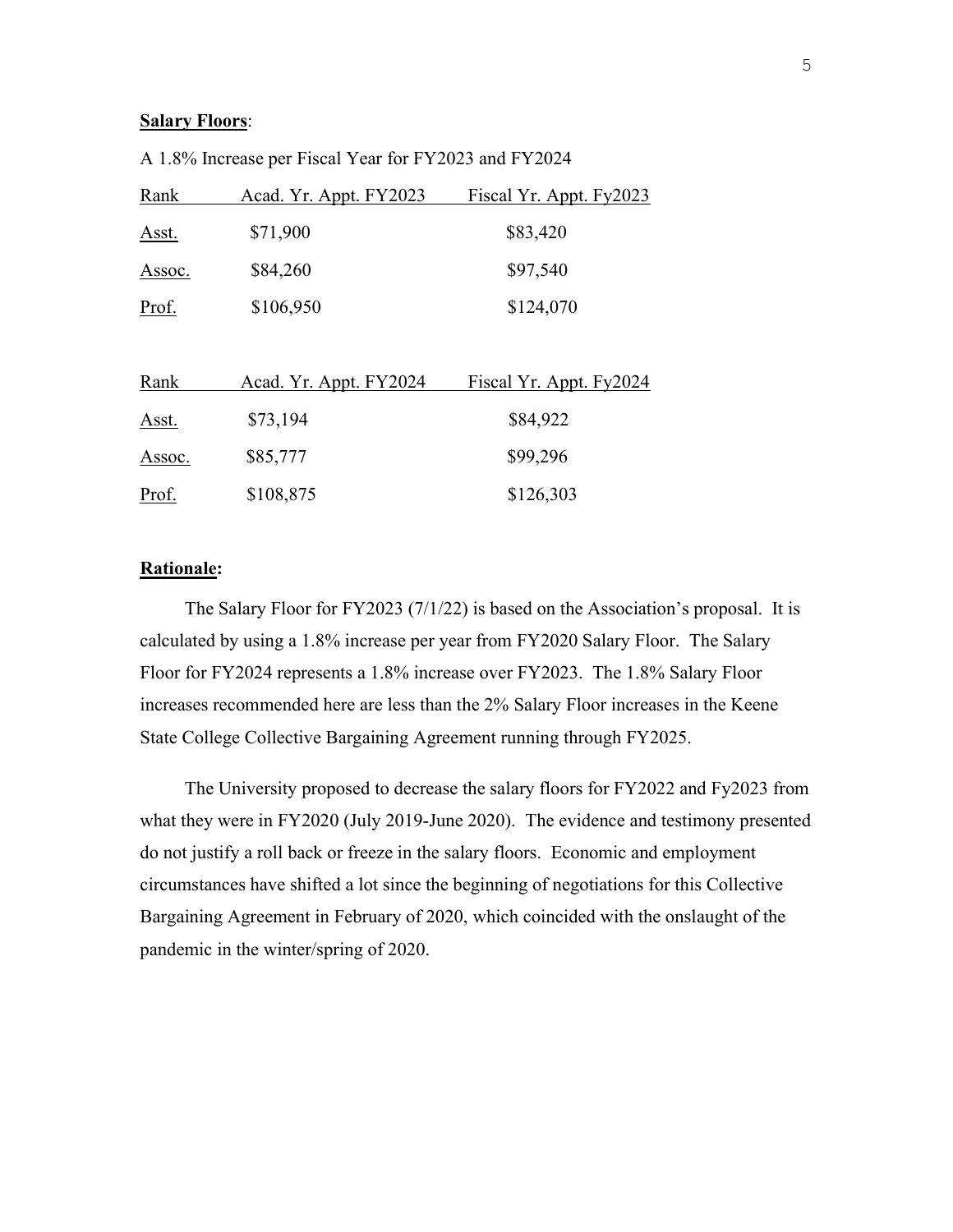**Salary Floors**:

A 1.8% Increase per Fiscal Year for FY2023 and FY2024

| Rank | Acad. Yr. Appt. FY2023 | Fiscal Yr. Appt. Fy2023 |
|---|---|---|
| Asst. | $71,900 | $83,420 |
| Assoc. | $84,260 | $97,540 |
| Prof. | $106,950 | $124,070 |

| Rank | Acad. Yr. Appt. FY2024 | Fiscal Yr. Appt. Fy2024 |
|---|---|---|
| Asst. | $73,194 | $84,922 |
| Assoc. | $85,777 | $99,296 |
| Prof. | $108,875 | $126,303 |

**Rationale:**

The Salary Floor for FY2023 (7/1/22) is based on the Association's proposal. It is calculated by using a 1.8% increase per year from FY2020 Salary Floor. The Salary Floor for FY2024 represents a 1.8% increase over FY2023. The 1.8% Salary Floor increases recommended here are less than the 2% Salary Floor increases in the Keene State College Collective Bargaining Agreement running through FY2025.

The University proposed to decrease the salary floors for FY2022 and Fy2023 from what they were in FY2020 (July 2019-June 2020). The evidence and testimony presented do not justify a roll back or freeze in the salary floors. Economic and employment circumstances have shifted a lot since the beginning of negotiations for this Collective Bargaining Agreement in February of 2020, which coincided with the onslaught of the pandemic in the winter/spring of 2020.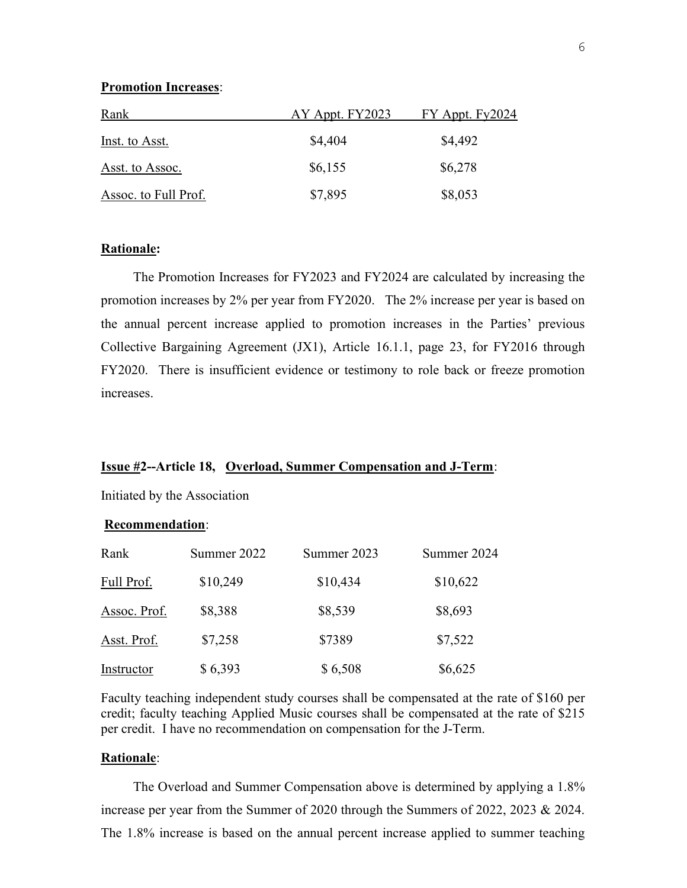**Promotion Increases**:

| Rank | AY Appt. FY2023 | FY Appt. Fy2024 |
|---|---|---|
| Inst. to Asst. | $4,404 | $4,492 |
| Asst. to Assoc. | $6,155 | $6,278 |
| Assoc. to Full Prof. | $7,895 | $8,053 |

**Rationale:**

The Promotion Increases for FY2023 and FY2024 are calculated by increasing the promotion increases by 2% per year from FY2020. The 2% increase per year is based on the annual percent increase applied to promotion increases in the Parties' previous Collective Bargaining Agreement (JX1), Article 16.1.1, page 23, for FY2016 through FY2020. There is insufficient evidence or testimony to role back or freeze promotion increases.

**Issue #2--Article 18, Overload, Summer Compensation and J-Term**:

Initiated by the Association

**Recommendation**:

| Rank | Summer 2022 | Summer 2023 | Summer 2024 |
|---|---|---|---|
| Full Prof. | $10,249 | $10,434 | $10,622 |
| Assoc. Prof. | $8,388 | $8,539 | $8,693 |
| Asst. Prof. | $7,258 | $7389 | $7,522 |
| Instructor | $ 6,393 | $ 6,508 | $6,625 |

Faculty teaching independent study courses shall be compensated at the rate of $160 per credit; faculty teaching Applied Music courses shall be compensated at the rate of $215 per credit. I have no recommendation on compensation for the J-Term.

**Rationale**:

The Overload and Summer Compensation above is determined by applying a 1.8% increase per year from the Summer of 2020 through the Summers of 2022, 2023 & 2024. The 1.8% increase is based on the annual percent increase applied to summer teaching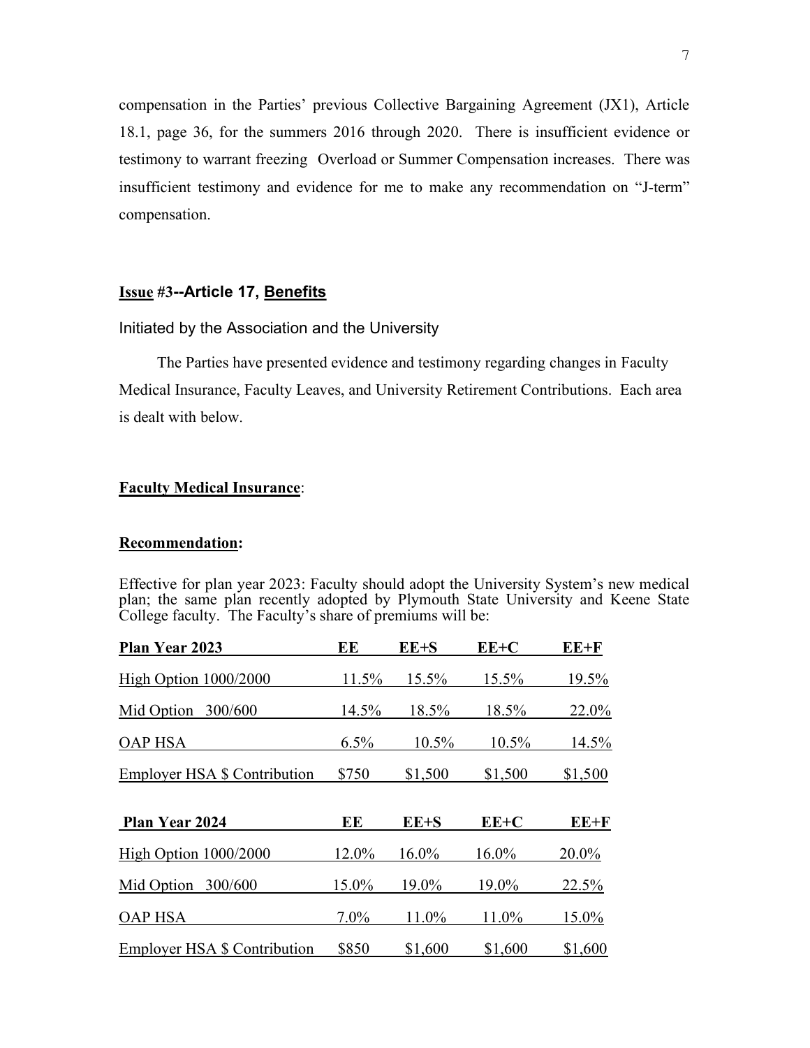compensation in the Parties' previous Collective Bargaining Agreement (JX1), Article 18.1, page 36, for the summers 2016 through 2020. There is insufficient evidence or testimony to warrant freezing Overload or Summer Compensation increases. There was insufficient testimony and evidence for me to make any recommendation on "J-term" compensation.

## Issue #3--Article 17, Benefits

Initiated by the Association and the University

The Parties have presented evidence and testimony regarding changes in Faculty Medical Insurance, Faculty Leaves, and University Retirement Contributions. Each area is dealt with below.

**Faculty Medical Insurance**:

**Recommendation:**

Effective for plan year 2023: Faculty should adopt the University System's new medical plan; the same plan recently adopted by Plymouth State University and Keene State College faculty. The Faculty's share of premiums will be:

| Plan Year 2023 | EE | EE+S | EE+C | EE+F |
|---|---|---|---|---|
| High Option 1000/2000 | 11.5% | 15.5% | 15.5% | 19.5% |
| Mid Option 300/600 | 14.5% | 18.5% | 18.5% | 22.0% |
| OAP HSA | 6.5% | 10.5% | 10.5% | 14.5% |
| Employer HSA $ Contribution | $750 | $1,500 | $1,500 | $1,500 |

| Plan Year 2024 | EE | EE+S | EE+C | EE+F |
|---|---|---|---|---|
| High Option 1000/2000 | 12.0% | 16.0% | 16.0% | 20.0% |
| Mid Option 300/600 | 15.0% | 19.0% | 19.0% | 22.5% |
| OAP HSA | 7.0% | 11.0% | 11.0% | 15.0% |
| Employer HSA $ Contribution | $850 | $1,600 | $1,600 | $1,600 |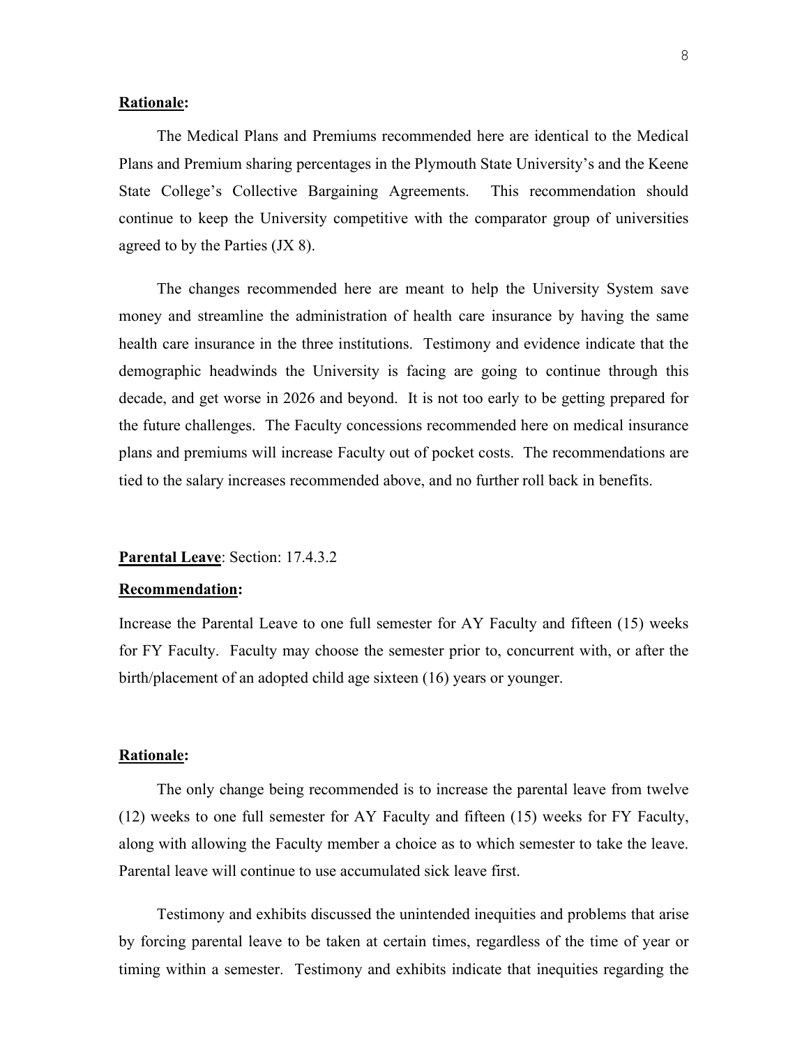**Rationale:**

The Medical Plans and Premiums recommended here are identical to the Medical Plans and Premium sharing percentages in the Plymouth State University's and the Keene State College's Collective Bargaining Agreements. This recommendation should continue to keep the University competitive with the comparator group of universities agreed to by the Parties (JX 8).

The changes recommended here are meant to help the University System save money and streamline the administration of health care insurance by having the same health care insurance in the three institutions. Testimony and evidence indicate that the demographic headwinds the University is facing are going to continue through this decade, and get worse in 2026 and beyond. It is not too early to be getting prepared for the future challenges. The Faculty concessions recommended here on medical insurance plans and premiums will increase Faculty out of pocket costs. The recommendations are tied to the salary increases recommended above, and no further roll back in benefits.

**Parental Leave**: Section: 17.4.3.2

**Recommendation:**

Increase the Parental Leave to one full semester for AY Faculty and fifteen (15) weeks for FY Faculty. Faculty may choose the semester prior to, concurrent with, or after the birth/placement of an adopted child age sixteen (16) years or younger.

**Rationale:**

The only change being recommended is to increase the parental leave from twelve (12) weeks to one full semester for AY Faculty and fifteen (15) weeks for FY Faculty, along with allowing the Faculty member a choice as to which semester to take the leave. Parental leave will continue to use accumulated sick leave first.

Testimony and exhibits discussed the unintended inequities and problems that arise by forcing parental leave to be taken at certain times, regardless of the time of year or timing within a semester. Testimony and exhibits indicate that inequities regarding the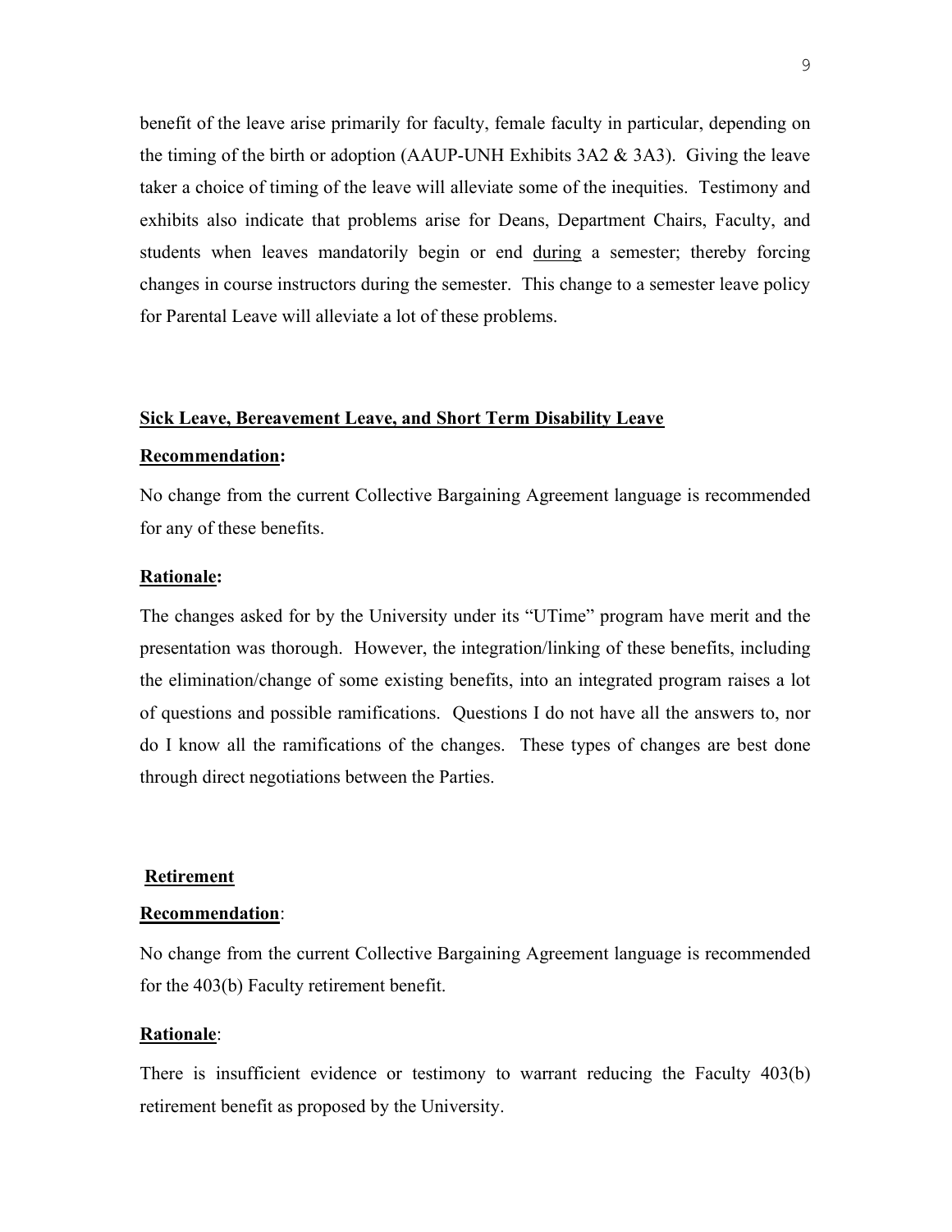benefit of the leave arise primarily for faculty, female faculty in particular, depending on the timing of the birth or adoption (AAUP-UNH Exhibits 3A2 & 3A3). Giving the leave taker a choice of timing of the leave will alleviate some of the inequities. Testimony and exhibits also indicate that problems arise for Deans, Department Chairs, Faculty, and students when leaves mandatorily begin or end during a semester; thereby forcing changes in course instructors during the semester. This change to a semester leave policy for Parental Leave will alleviate a lot of these problems.

**Sick Leave, Bereavement Leave, and Short Term Disability Leave**

**Recommendation:**

No change from the current Collective Bargaining Agreement language is recommended for any of these benefits.

**Rationale:**

The changes asked for by the University under its "UTime" program have merit and the presentation was thorough. However, the integration/linking of these benefits, including the elimination/change of some existing benefits, into an integrated program raises a lot of questions and possible ramifications. Questions I do not have all the answers to, nor do I know all the ramifications of the changes. These types of changes are best done through direct negotiations between the Parties.

**Retirement**

**Recommendation**:

No change from the current Collective Bargaining Agreement language is recommended for the 403(b) Faculty retirement benefit.

**Rationale**:

There is insufficient evidence or testimony to warrant reducing the Faculty 403(b) retirement benefit as proposed by the University.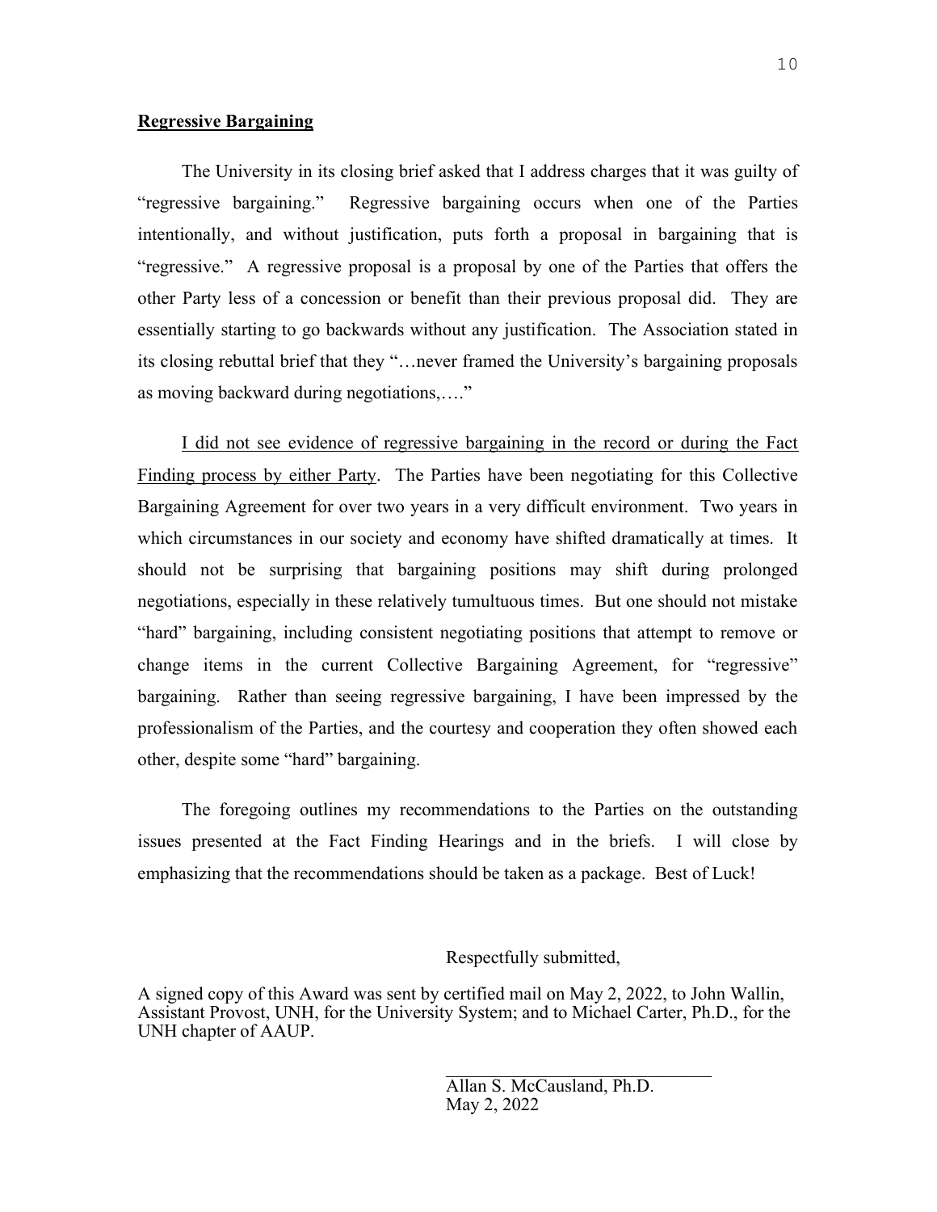**Regressive Bargaining**

The University in its closing brief asked that I address charges that it was guilty of "regressive bargaining." Regressive bargaining occurs when one of the Parties intentionally, and without justification, puts forth a proposal in bargaining that is "regressive." A regressive proposal is a proposal by one of the Parties that offers the other Party less of a concession or benefit than their previous proposal did. They are essentially starting to go backwards without any justification. The Association stated in its closing rebuttal brief that they "…never framed the University's bargaining proposals as moving backward during negotiations,…."

<u>I did not see evidence of regressive bargaining in the record or during the Fact Finding process by either Party</u>. The Parties have been negotiating for this Collective Bargaining Agreement for over two years in a very difficult environment. Two years in which circumstances in our society and economy have shifted dramatically at times. It should not be surprising that bargaining positions may shift during prolonged negotiations, especially in these relatively tumultuous times. But one should not mistake "hard" bargaining, including consistent negotiating positions that attempt to remove or change items in the current Collective Bargaining Agreement, for "regressive" bargaining. Rather than seeing regressive bargaining, I have been impressed by the professionalism of the Parties, and the courtesy and cooperation they often showed each other, despite some "hard" bargaining.

The foregoing outlines my recommendations to the Parties on the outstanding issues presented at the Fact Finding Hearings and in the briefs. I will close by emphasizing that the recommendations should be taken as a package. Best of Luck!

Respectfully submitted,

A signed copy of this Award was sent by certified mail on May 2, 2022, to John Wallin, Assistant Provost, UNH, for the University System; and to Michael Carter, Ph.D., for the UNH chapter of AAUP.

\_\_\_\_\_\_\_\_\_\_\_\_\_\_\_\_\_\_\_\_\_\_\_\_\_\_\_\_\_\_

Allan S. McCausland, Ph.D.
May 2, 2022